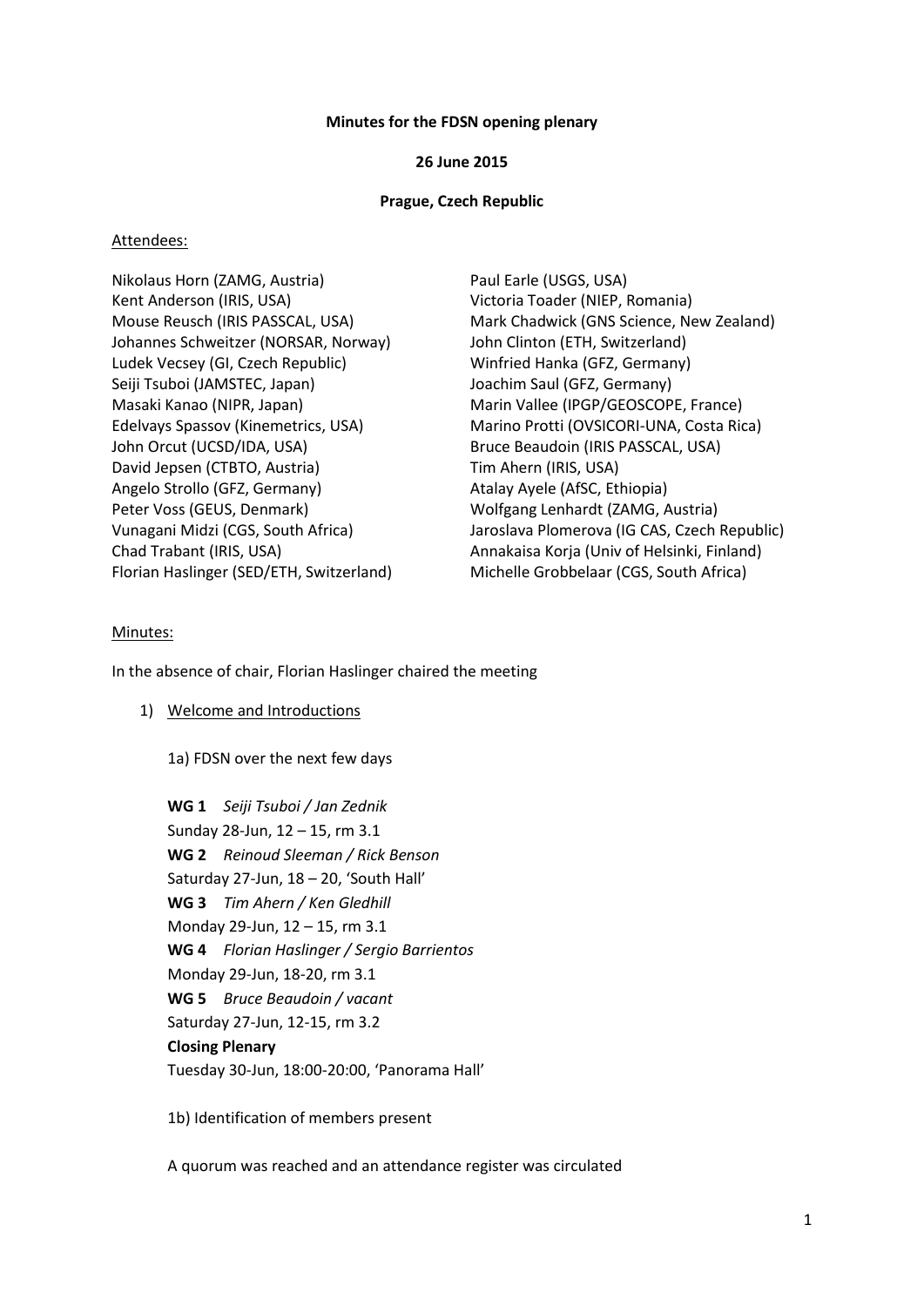**Minutes for the FDSN opening plenary**

**26 June 2015**

**Prague, Czech Republic**

Attendees:

Nikolaus Horn (ZAMG, Austria)
Kent Anderson (IRIS, USA)
Mouse Reusch (IRIS PASSCAL, USA)
Johannes Schweitzer (NORSAR, Norway)
Ludek Vecsey (GI, Czech Republic)
Seiji Tsuboi (JAMSTEC, Japan)
Masaki Kanao (NIPR, Japan)
Edelvays Spassov (Kinemetrics, USA)
John Orcut (UCSD/IDA, USA)
David Jepsen (CTBTO, Austria)
Angelo Strollo (GFZ, Germany)
Peter Voss (GEUS, Denmark)
Vunagani Midzi (CGS, South Africa)
Chad Trabant (IRIS, USA)
Florian Haslinger (SED/ETH, Switzerland)
Paul Earle (USGS, USA)
Victoria Toader (NIEP, Romania)
Mark Chadwick (GNS Science, New Zealand)
John Clinton (ETH, Switzerland)
Winfried Hanka (GFZ, Germany)
Joachim Saul (GFZ, Germany)
Marin Vallee (IPGP/GEOSCOPE, France)
Marino Protti (OVSICORI-UNA, Costa Rica)
Bruce Beaudoin (IRIS PASSCAL, USA)
Tim Ahern (IRIS, USA)
Atalay Ayele (AfSC, Ethiopia)
Wolfgang Lenhardt (ZAMG, Austria)
Jaroslava Plomerova (IG CAS, Czech Republic)
Annakaisa Korja (Univ of Helsinki, Finland)
Michelle Grobbelaar (CGS, South Africa)

Minutes:

In the absence of chair, Florian Haslinger chaired the meeting

1) Welcome and Introductions

   1a) FDSN over the next few days

   **WG 1** *Seiji Tsuboi / Jan Zednik*
   Sunday 28-Jun, 12 – 15, rm 3.1
   **WG 2** *Reinoud Sleeman / Rick Benson*
   Saturday 27-Jun, 18 – 20, 'South Hall'
   **WG 3** *Tim Ahern / Ken Gledhill*
   Monday 29-Jun, 12 – 15, rm 3.1
   **WG 4** *Florian Haslinger / Sergio Barrientos*
   Monday 29-Jun, 18-20, rm 3.1
   **WG 5** *Bruce Beaudoin / vacant*
   Saturday 27-Jun, 12-15, rm 3.2
   **Closing Plenary**
   Tuesday 30-Jun, 18:00-20:00, 'Panorama Hall'

   1b) Identification of members present

   A quorum was reached and an attendance register was circulated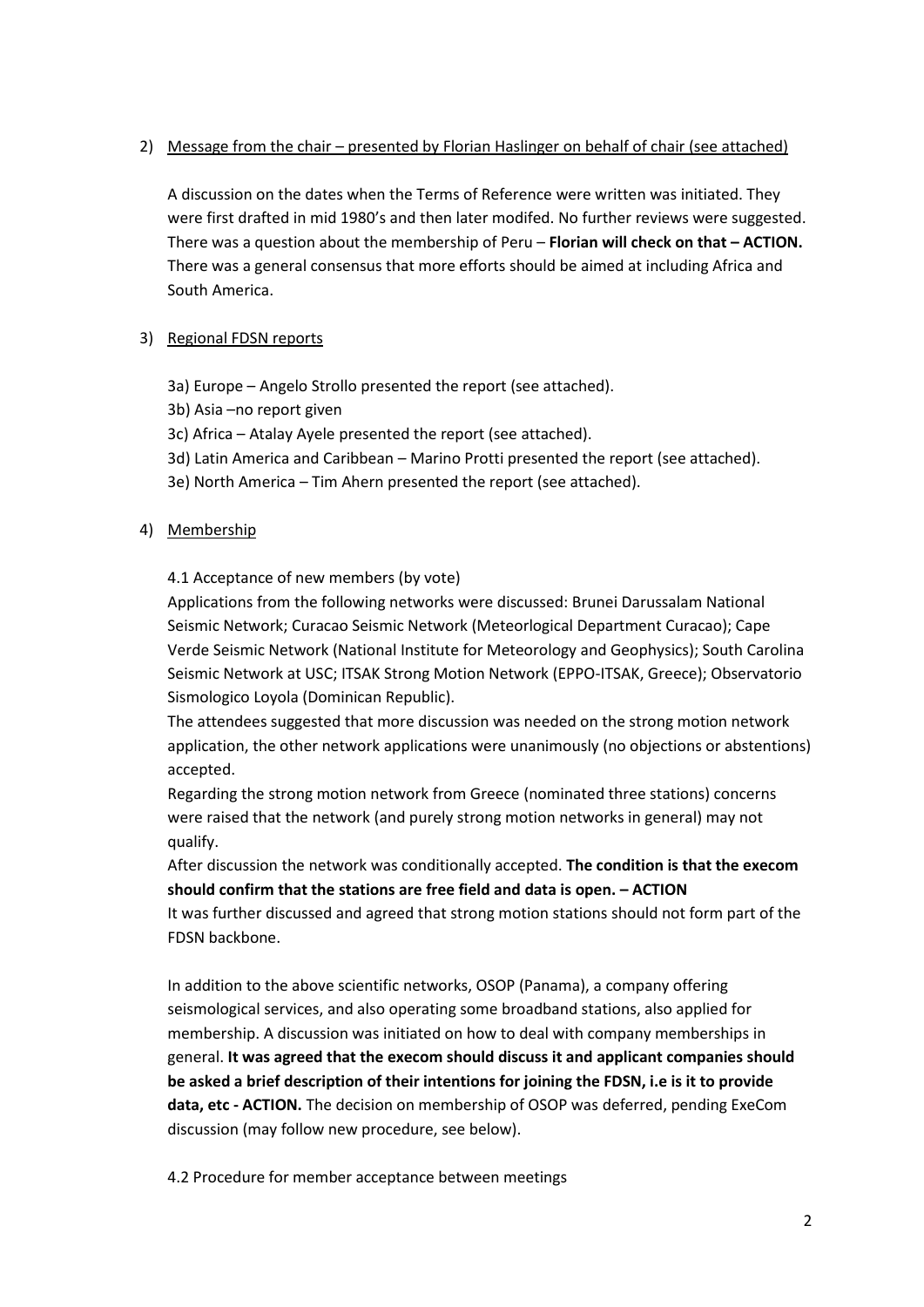2) <u>Message from the chair – presented by Florian Haslinger on behalf of chair (see attached)</u>

   A discussion on the dates when the Terms of Reference were written was initiated. They were first drafted in mid 1980's and then later modifed. No further reviews were suggested. There was a question about the membership of Peru – **Florian will check on that – ACTION.** There was a general consensus that more efforts should be aimed at including Africa and South America.

3) <u>Regional FDSN reports</u>

   3a) Europe – Angelo Strollo presented the report (see attached).
   3b) Asia –no report given
   3c) Africa – Atalay Ayele presented the report (see attached).
   3d) Latin America and Caribbean – Marino Protti presented the report (see attached).
   3e) North America – Tim Ahern presented the report (see attached).

4) <u>Membership</u>

   4.1 Acceptance of new members (by vote)
   Applications from the following networks were discussed: Brunei Darussalam National Seismic Network; Curacao Seismic Network (Meteorlogical Department Curacao); Cape Verde Seismic Network (National Institute for Meteorology and Geophysics); South Carolina Seismic Network at USC; ITSAK Strong Motion Network (EPPO-ITSAK, Greece); Observatorio Sismologico Loyola (Dominican Republic).
   The attendees suggested that more discussion was needed on the strong motion network application, the other network applications were unanimously (no objections or abstentions) accepted.
   Regarding the strong motion network from Greece (nominated three stations) concerns were raised that the network (and purely strong motion networks in general) may not qualify.
   After discussion the network was conditionally accepted. **The condition is that the execom should confirm that the stations are free field and data is open. – ACTION**
   It was further discussed and agreed that strong motion stations should not form part of the FDSN backbone.

   In addition to the above scientific networks, OSOP (Panama), a company offering seismological services, and also operating some broadband stations, also applied for membership. A discussion was initiated on how to deal with company memberships in general. **It was agreed that the execom should discuss it and applicant companies should be asked a brief description of their intentions for joining the FDSN, i.e is it to provide data, etc - ACTION.** The decision on membership of OSOP was deferred, pending ExeCom discussion (may follow new procedure, see below).

   4.2 Procedure for member acceptance between meetings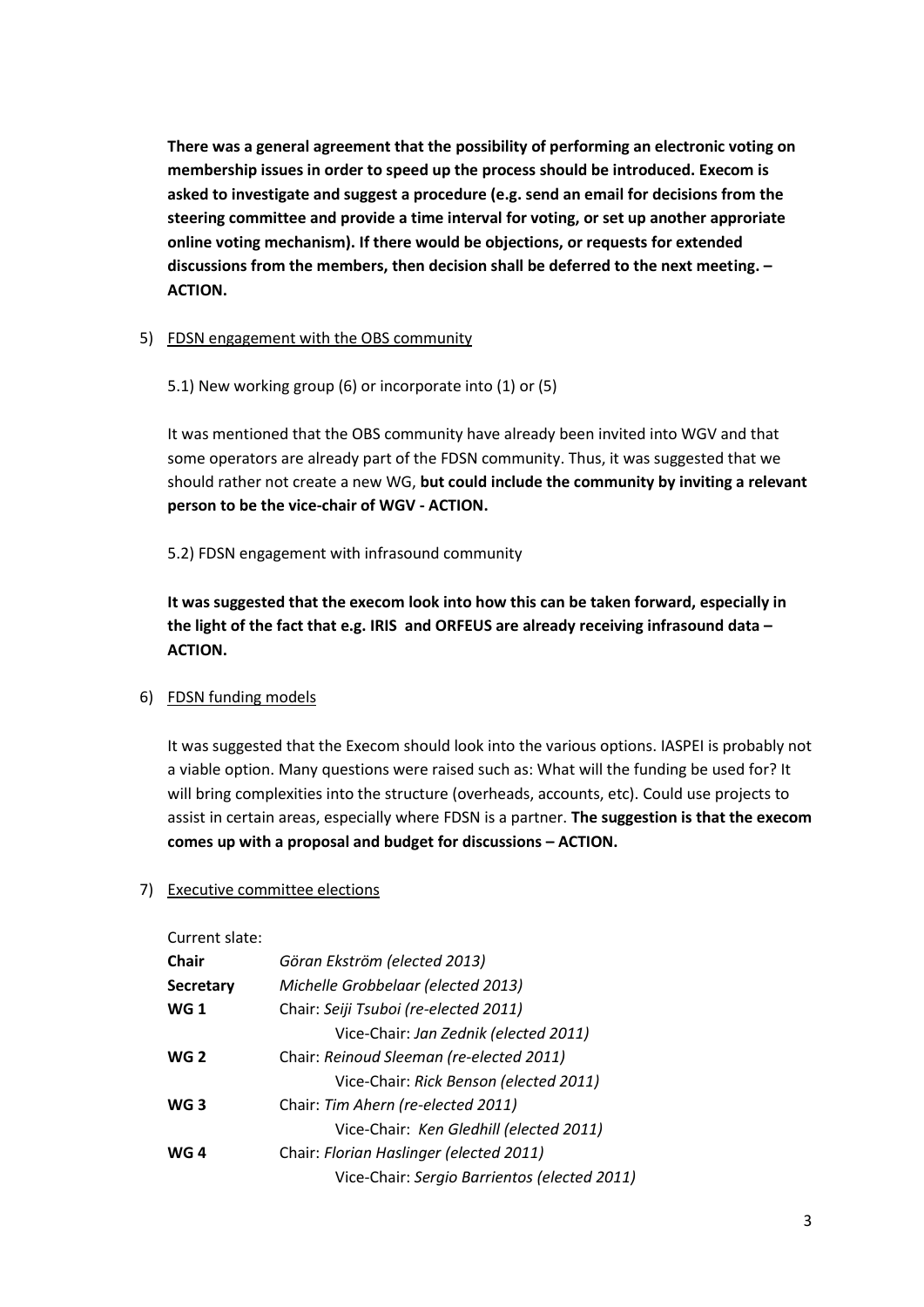**There was a general agreement that the possibility of performing an electronic voting on membership issues in order to speed up the process should be introduced. Execom is asked to investigate and suggest a procedure (e.g. send an email for decisions from the steering committee and provide a time interval for voting, or set up another approriate online voting mechanism). If there would be objections, or requests for extended discussions from the members, then decision shall be deferred to the next meeting. – ACTION.**

5) FDSN engagement with the OBS community

   5.1) New working group (6) or incorporate into (1) or (5)

   It was mentioned that the OBS community have already been invited into WGV and that some operators are already part of the FDSN community. Thus, it was suggested that we should rather not create a new WG, **but could include the community by inviting a relevant person to be the vice-chair of WGV - ACTION.**

   5.2) FDSN engagement with infrasound community

   **It was suggested that the execom look into how this can be taken forward, especially in the light of the fact that e.g. IRIS and ORFEUS are already receiving infrasound data – ACTION.**

6) FDSN funding models

   It was suggested that the Execom should look into the various options. IASPEI is probably not a viable option. Many questions were raised such as: What will the funding be used for? It will bring complexities into the structure (overheads, accounts, etc). Could use projects to assist in certain areas, especially where FDSN is a partner. **The suggestion is that the execom comes up with a proposal and budget for discussions – ACTION.**

7) Executive committee elections

   Current slate:

| | |
|---|---|
| **Chair** | *Göran Ekström (elected 2013)* |
| **Secretary** | *Michelle Grobbelaar (elected 2013)* |
| **WG 1** | Chair: *Seiji Tsuboi (re-elected 2011)* |
| | Vice-Chair: *Jan Zednik (elected 2011)* |
| **WG 2** | Chair: *Reinoud Sleeman (re-elected 2011)* |
| | Vice-Chair: *Rick Benson (elected 2011)* |
| **WG 3** | Chair: *Tim Ahern (re-elected 2011)* |
| | Vice-Chair: *Ken Gledhill (elected 2011)* |
| **WG 4** | Chair: *Florian Haslinger (elected 2011)* |
| | Vice-Chair: *Sergio Barrientos (elected 2011)* |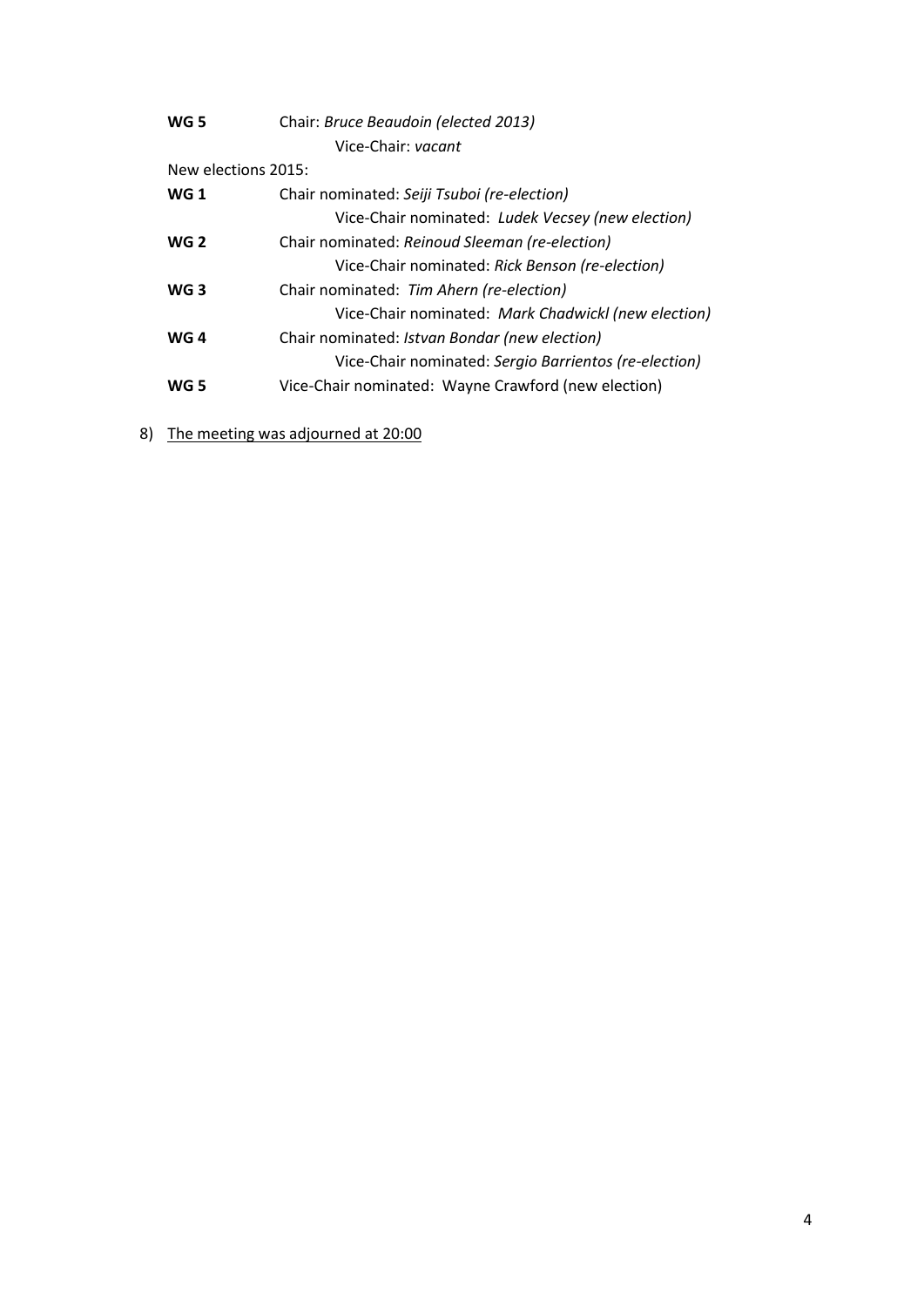**WG 5** Chair: *Bruce Beaudoin (elected 2013)*

Vice-Chair: *vacant*

New elections 2015:

**WG 1** Chair nominated: *Seiji Tsuboi (re-election)*

Vice-Chair nominated: *Ludek Vecsey (new election)*

**WG 2** Chair nominated: *Reinoud Sleeman (re-election)*

Vice-Chair nominated: *Rick Benson (re-election)*

**WG 3** Chair nominated: *Tim Ahern (re-election)*

Vice-Chair nominated: *Mark Chadwickl (new election)*

**WG 4** Chair nominated: *Istvan Bondar (new election)*

Vice-Chair nominated: *Sergio Barrientos (re-election)*

**WG 5** Vice-Chair nominated: Wayne Crawford (new election)

8) The meeting was adjourned at 20:00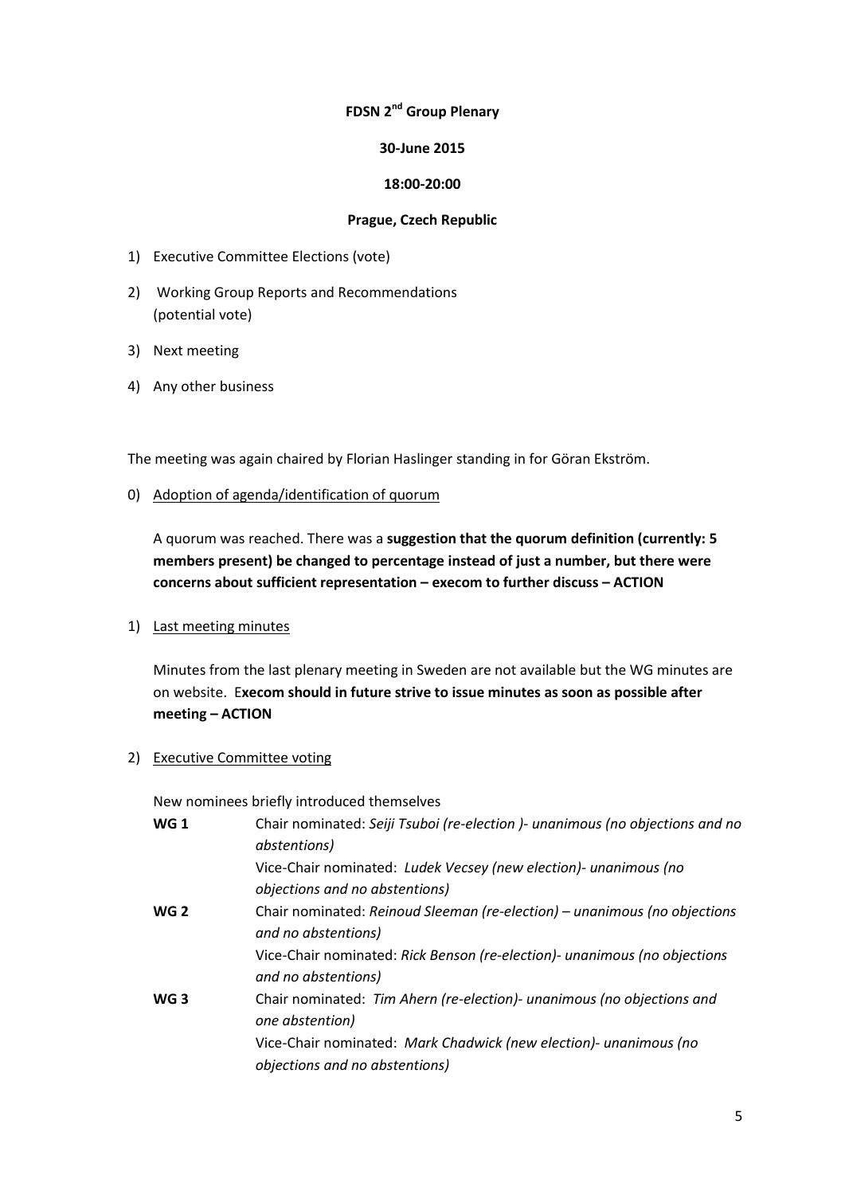**FDSN 2nd Group Plenary**

**30-June 2015**

**18:00-20:00**

**Prague, Czech Republic**

1) Executive Committee Elections (vote)
2) Working Group Reports and Recommendations (potential vote)
3) Next meeting
4) Any other business

The meeting was again chaired by Florian Haslinger standing in for Göran Ekström.

0) Adoption of agenda/identification of quorum

   A quorum was reached. There was a **suggestion that the quorum definition (currently: 5 members present) be changed to percentage instead of just a number, but there were concerns about sufficient representation – execom to further discuss – ACTION**

1) Last meeting minutes

   Minutes from the last plenary meeting in Sweden are not available but the WG minutes are on website. E**xecom should in future strive to issue minutes as soon as possible after meeting – ACTION**

2) Executive Committee voting

   New nominees briefly introduced themselves

| | |
|---|---|
| **WG 1** | Chair nominated: *Seiji Tsuboi (re-election )- unanimous (no objections and no abstentions)* |
| | Vice-Chair nominated: *Ludek Vecsey (new election)- unanimous (no objections and no abstentions)* |
| **WG 2** | Chair nominated: *Reinoud Sleeman (re-election) – unanimous (no objections and no abstentions)* |
| | Vice-Chair nominated: *Rick Benson (re-election)- unanimous (no objections and no abstentions)* |
| **WG 3** | Chair nominated: *Tim Ahern (re-election)- unanimous (no objections and one abstention)* |
| | Vice-Chair nominated: *Mark Chadwick (new election)- unanimous (no objections and no abstentions)* |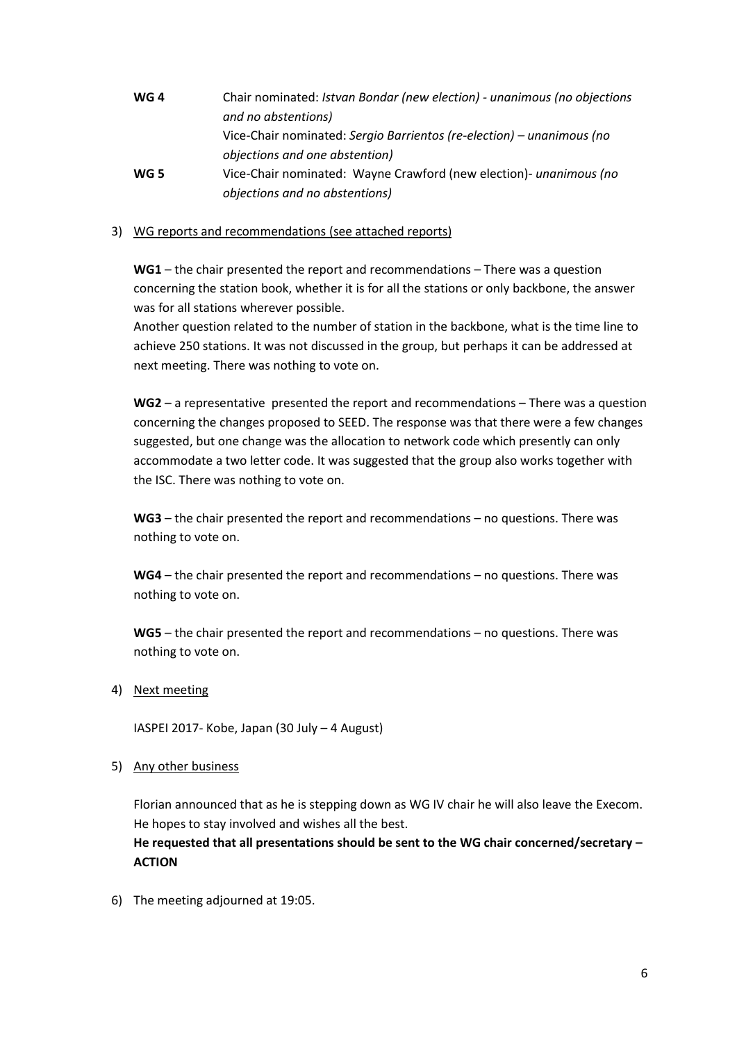**WG 4** Chair nominated: *Istvan Bondar (new election) - unanimous (no objections and no abstentions)*
Vice-Chair nominated: *Sergio Barrientos (re-election) – unanimous (no objections and one abstention)*

**WG 5** Vice-Chair nominated: Wayne Crawford (new election)- *unanimous (no objections and no abstentions)*

3) WG reports and recommendations (see attached reports)

   **WG1** – the chair presented the report and recommendations – There was a question concerning the station book, whether it is for all the stations or only backbone, the answer was for all stations wherever possible.
   Another question related to the number of station in the backbone, what is the time line to achieve 250 stations. It was not discussed in the group, but perhaps it can be addressed at next meeting. There was nothing to vote on.

   **WG2** – a representative presented the report and recommendations – There was a question concerning the changes proposed to SEED. The response was that there were a few changes suggested, but one change was the allocation to network code which presently can only accommodate a two letter code. It was suggested that the group also works together with the ISC. There was nothing to vote on.

   **WG3** – the chair presented the report and recommendations – no questions. There was nothing to vote on.

   **WG4** – the chair presented the report and recommendations – no questions. There was nothing to vote on.

   **WG5** – the chair presented the report and recommendations – no questions. There was nothing to vote on.

4) Next meeting

   IASPEI 2017- Kobe, Japan (30 July – 4 August)

5) Any other business

   Florian announced that as he is stepping down as WG IV chair he will also leave the Execom. He hopes to stay involved and wishes all the best.
   **He requested that all presentations should be sent to the WG chair concerned/secretary – ACTION**

6) The meeting adjourned at 19:05.